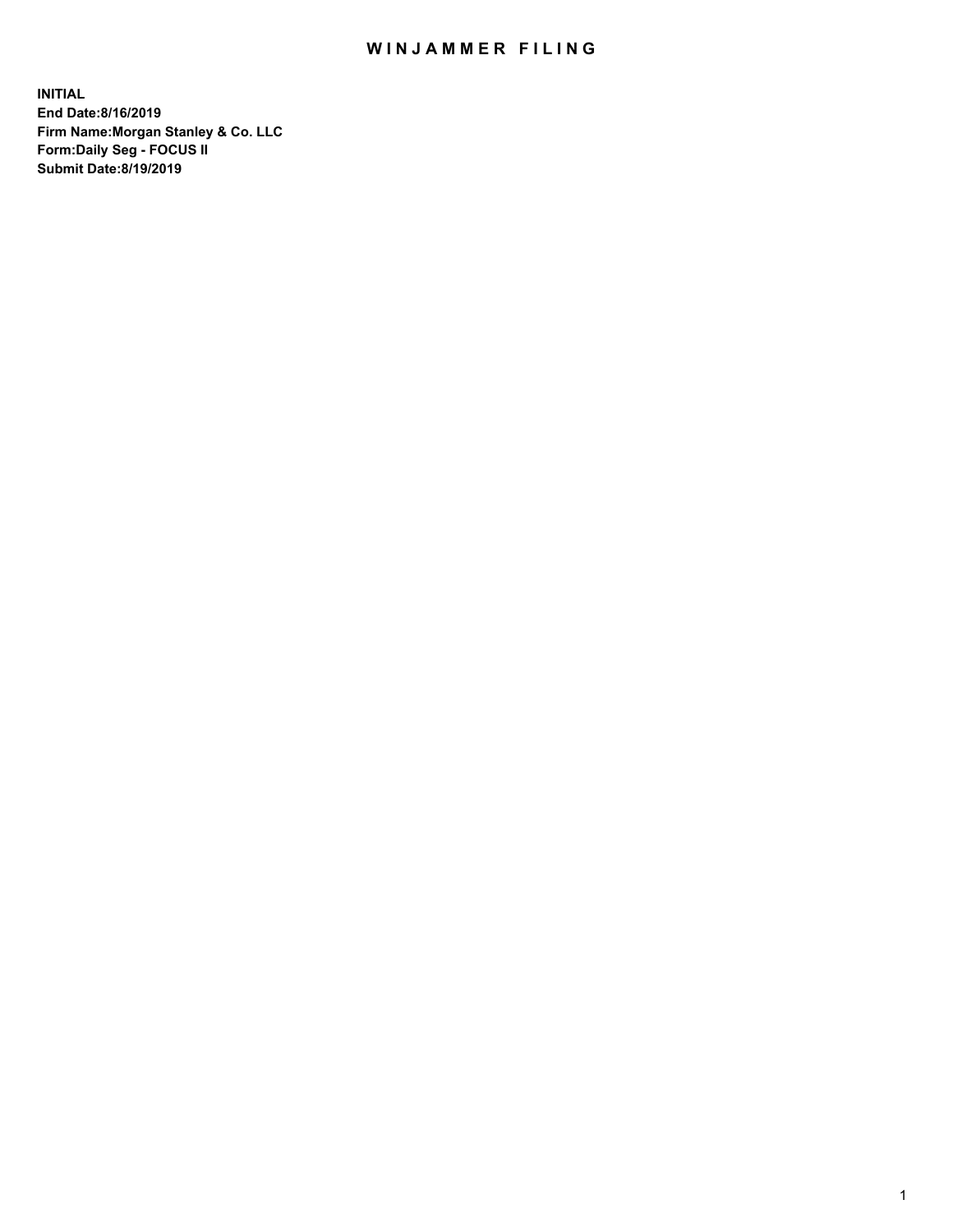# WINJAMMER FILING

**INITIAL**
**End Date:8/16/2019**
**Firm Name:Morgan Stanley & Co. LLC**
**Form:Daily Seg - FOCUS II**
**Submit Date:8/19/2019**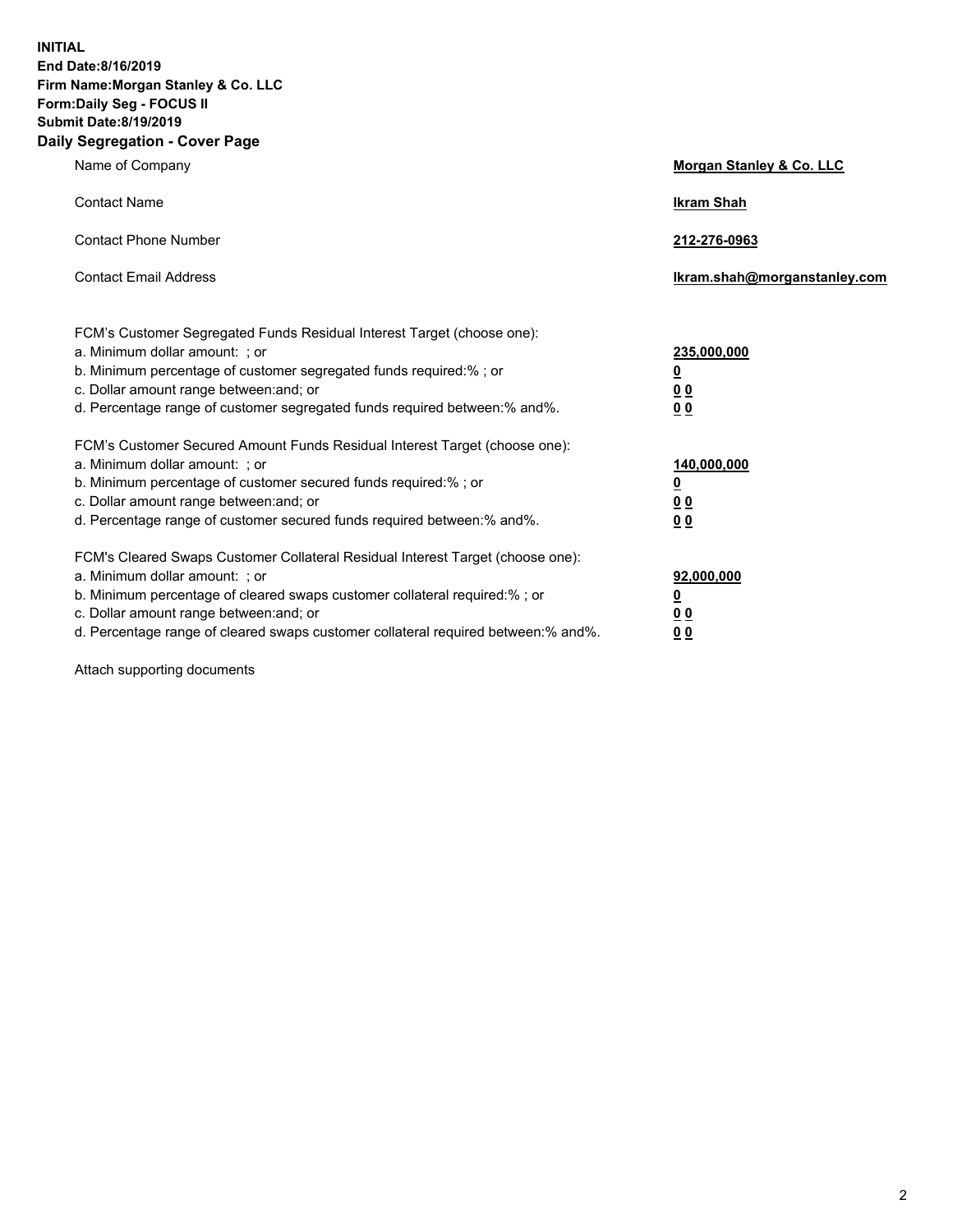**INITIAL**
**End Date:8/16/2019**
**Firm Name:Morgan Stanley & Co. LLC**
**Form:Daily Seg - FOCUS II**
**Submit Date:8/19/2019**

## Daily Segregation - Cover Page

| | |
|---|---|
| Name of Company | **Morgan Stanley & Co. LLC** |
| Contact Name | **Ikram Shah** |
| Contact Phone Number | **212-276-0963** |
| Contact Email Address | **Ikram.shah@morganstanley.com** |

| | |
|---|---|
| FCM's Customer Segregated Funds Residual Interest Target (choose one): | |
| a. Minimum dollar amount: ; or | **235,000,000** |
| b. Minimum percentage of customer segregated funds required:% ; or | **0** |
| c. Dollar amount range between:and; or | **0 0** |
| d. Percentage range of customer segregated funds required between:% and%. | **0 0** |

| | |
|---|---|
| FCM's Customer Secured Amount Funds Residual Interest Target (choose one): | |
| a. Minimum dollar amount: ; or | **140,000,000** |
| b. Minimum percentage of customer secured funds required:% ; or | **0** |
| c. Dollar amount range between:and; or | **0 0** |
| d. Percentage range of customer secured funds required between:% and%. | **0 0** |

| | |
|---|---|
| FCM's Cleared Swaps Customer Collateral Residual Interest Target (choose one): | |
| a. Minimum dollar amount: ; or | **92,000,000** |
| b. Minimum percentage of cleared swaps customer collateral required:% ; or | **0** |
| c. Dollar amount range between:and; or | **0 0** |
| d. Percentage range of cleared swaps customer collateral required between:% and%. | **0 0** |

Attach supporting documents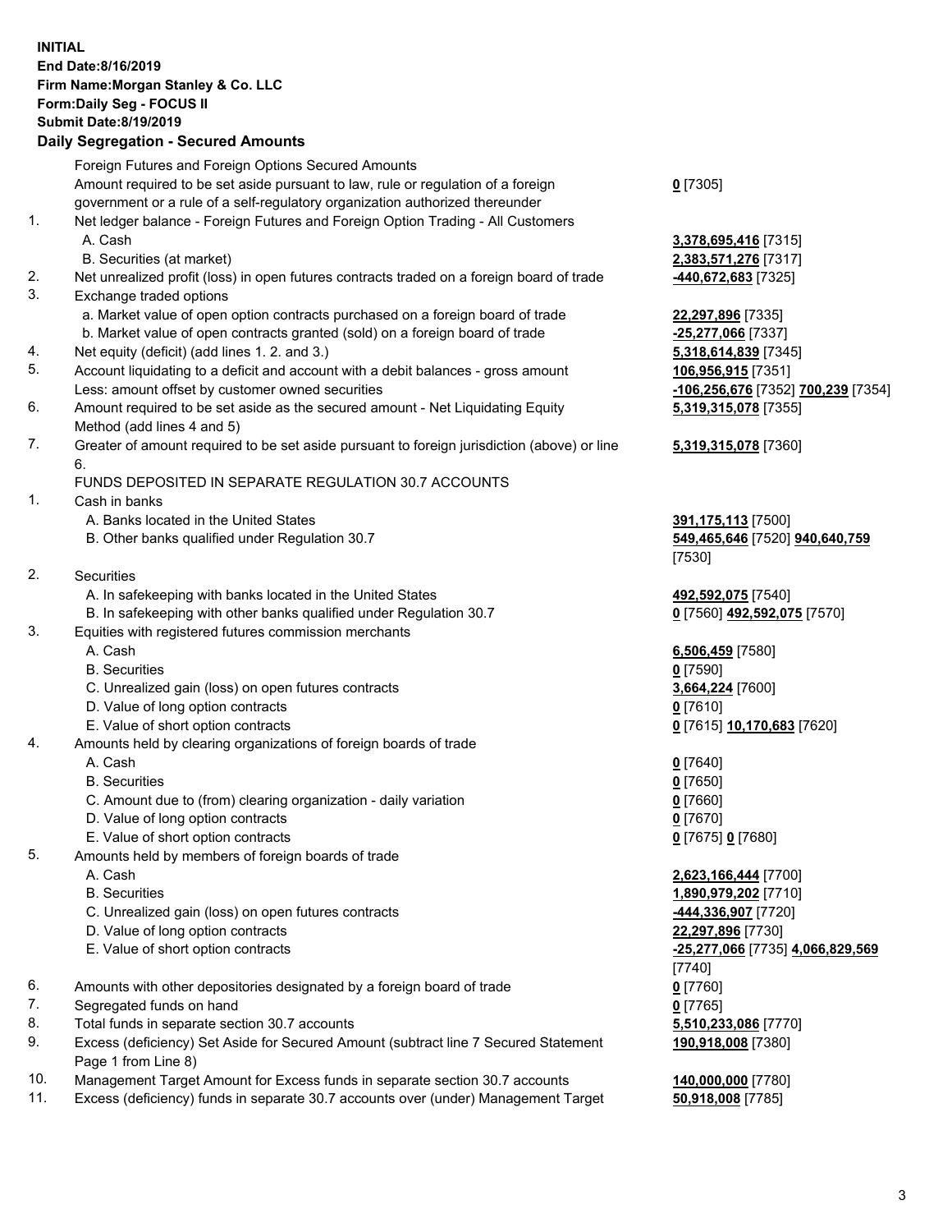**INITIAL**
**End Date:8/16/2019**
**Firm Name:Morgan Stanley & Co. LLC**
**Form:Daily Seg - FOCUS II**
**Submit Date:8/19/2019**

### Daily Segregation - Secured Amounts

| | | |
|---|---|---|
| | Foreign Futures and Foreign Options Secured Amounts | |
| | Amount required to be set aside pursuant to law, rule or regulation of a foreign government or a rule of a self-regulatory organization authorized thereunder | **0** [7305] |
| 1. | Net ledger balance - Foreign Futures and Foreign Option Trading - All Customers | |
| | A. Cash | **3,378,695,416** [7315] |
| | B. Securities (at market) | **2,383,571,276** [7317] |
| 2. | Net unrealized profit (loss) in open futures contracts traded on a foreign board of trade | **-440,672,683** [7325] |
| 3. | Exchange traded options | |
| | a. Market value of open option contracts purchased on a foreign board of trade | **22,297,896** [7335] |
| | b. Market value of open contracts granted (sold) on a foreign board of trade | **-25,277,066** [7337] |
| 4. | Net equity (deficit) (add lines 1. 2. and 3.) | **5,318,614,839** [7345] |
| 5. | Account liquidating to a deficit and account with a debit balances - gross amount | **106,956,915** [7351] |
| | Less: amount offset by customer owned securities | **-106,256,676** [7352] **700,239** [7354] |
| 6. | Amount required to be set aside as the secured amount - Net Liquidating Equity Method (add lines 4 and 5) | **5,319,315,078** [7355] |
| 7. | Greater of amount required to be set aside pursuant to foreign jurisdiction (above) or line 6. | **5,319,315,078** [7360] |
| | FUNDS DEPOSITED IN SEPARATE REGULATION 30.7 ACCOUNTS | |
| 1. | Cash in banks | |
| | A. Banks located in the United States | **391,175,113** [7500] |
| | B. Other banks qualified under Regulation 30.7 | **549,465,646** [7520] **940,640,759** [7530] |
| 2. | Securities | |
| | A. In safekeeping with banks located in the United States | **492,592,075** [7540] |
| | B. In safekeeping with other banks qualified under Regulation 30.7 | **0** [7560] **492,592,075** [7570] |
| 3. | Equities with registered futures commission merchants | |
| | A. Cash | **6,506,459** [7580] |
| | B. Securities | **0** [7590] |
| | C. Unrealized gain (loss) on open futures contracts | **3,664,224** [7600] |
| | D. Value of long option contracts | **0** [7610] |
| | E. Value of short option contracts | **0** [7615] **10,170,683** [7620] |
| 4. | Amounts held by clearing organizations of foreign boards of trade | |
| | A. Cash | **0** [7640] |
| | B. Securities | **0** [7650] |
| | C. Amount due to (from) clearing organization - daily variation | **0** [7660] |
| | D. Value of long option contracts | **0** [7670] |
| | E. Value of short option contracts | **0** [7675] **0** [7680] |
| 5. | Amounts held by members of foreign boards of trade | |
| | A. Cash | **2,623,166,444** [7700] |
| | B. Securities | **1,890,979,202** [7710] |
| | C. Unrealized gain (loss) on open futures contracts | **-444,336,907** [7720] |
| | D. Value of long option contracts | **22,297,896** [7730] |
| | E. Value of short option contracts | **-25,277,066** [7735] **4,066,829,569** [7740] |
| 6. | Amounts with other depositories designated by a foreign board of trade | **0** [7760] |
| 7. | Segregated funds on hand | **0** [7765] |
| 8. | Total funds in separate section 30.7 accounts | **5,510,233,086** [7770] |
| 9. | Excess (deficiency) Set Aside for Secured Amount (subtract line 7 Secured Statement Page 1 from Line 8) | **190,918,008** [7380] |
| 10. | Management Target Amount for Excess funds in separate section 30.7 accounts | **140,000,000** [7780] |
| 11. | Excess (deficiency) funds in separate 30.7 accounts over (under) Management Target | **50,918,008** [7785] |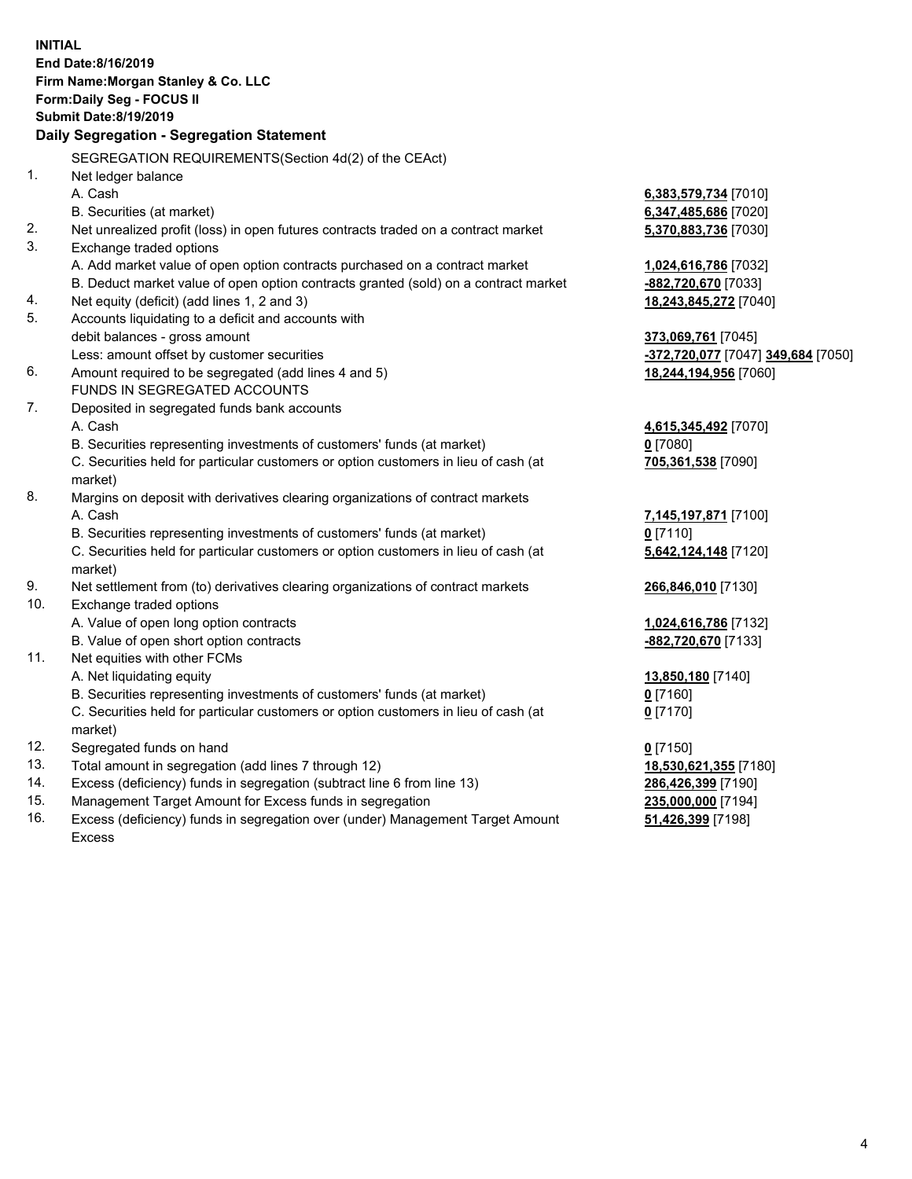**INITIAL**
**End Date:8/16/2019**
**Firm Name:Morgan Stanley & Co. LLC**
**Form:Daily Seg - FOCUS II**
**Submit Date:8/19/2019**

**Daily Segregation - Segregation Statement**

SEGREGATION REQUIREMENTS(Section 4d(2) of the CEAct)

| | | |
|---|---|---|
| 1. | Net ledger balance | |
| | A. Cash | **6,383,579,734** [7010] |
| | B. Securities (at market) | **6,347,485,686** [7020] |
| 2. | Net unrealized profit (loss) in open futures contracts traded on a contract market | **5,370,883,736** [7030] |
| 3. | Exchange traded options | |
| | A. Add market value of open option contracts purchased on a contract market | **1,024,616,786** [7032] |
| | B. Deduct market value of open option contracts granted (sold) on a contract market | **-882,720,670** [7033] |
| 4. | Net equity (deficit) (add lines 1, 2 and 3) | **18,243,845,272** [7040] |
| 5. | Accounts liquidating to a deficit and accounts with | |
| | debit balances - gross amount | **373,069,761** [7045] |
| | Less: amount offset by customer securities | **-372,720,077** [7047] **349,684** [7050] |
| 6. | Amount required to be segregated (add lines 4 and 5) | **18,244,194,956** [7060] |
| | FUNDS IN SEGREGATED ACCOUNTS | |
| 7. | Deposited in segregated funds bank accounts | |
| | A. Cash | **4,615,345,492** [7070] |
| | B. Securities representing investments of customers' funds (at market) | **0** [7080] |
| | C. Securities held for particular customers or option customers in lieu of cash (at market) | **705,361,538** [7090] |
| 8. | Margins on deposit with derivatives clearing organizations of contract markets | |
| | A. Cash | **7,145,197,871** [7100] |
| | B. Securities representing investments of customers' funds (at market) | **0** [7110] |
| | C. Securities held for particular customers or option customers in lieu of cash (at market) | **5,642,124,148** [7120] |
| 9. | Net settlement from (to) derivatives clearing organizations of contract markets | **266,846,010** [7130] |
| 10. | Exchange traded options | |
| | A. Value of open long option contracts | **1,024,616,786** [7132] |
| | B. Value of open short option contracts | **-882,720,670** [7133] |
| 11. | Net equities with other FCMs | |
| | A. Net liquidating equity | **13,850,180** [7140] |
| | B. Securities representing investments of customers' funds (at market) | **0** [7160] |
| | C. Securities held for particular customers or option customers in lieu of cash (at market) | **0** [7170] |
| 12. | Segregated funds on hand | **0** [7150] |
| 13. | Total amount in segregation (add lines 7 through 12) | **18,530,621,355** [7180] |
| 14. | Excess (deficiency) funds in segregation (subtract line 6 from line 13) | **286,426,399** [7190] |
| 15. | Management Target Amount for Excess funds in segregation | **235,000,000** [7194] |
| 16. | Excess (deficiency) funds in segregation over (under) Management Target Amount Excess | **51,426,399** [7198] |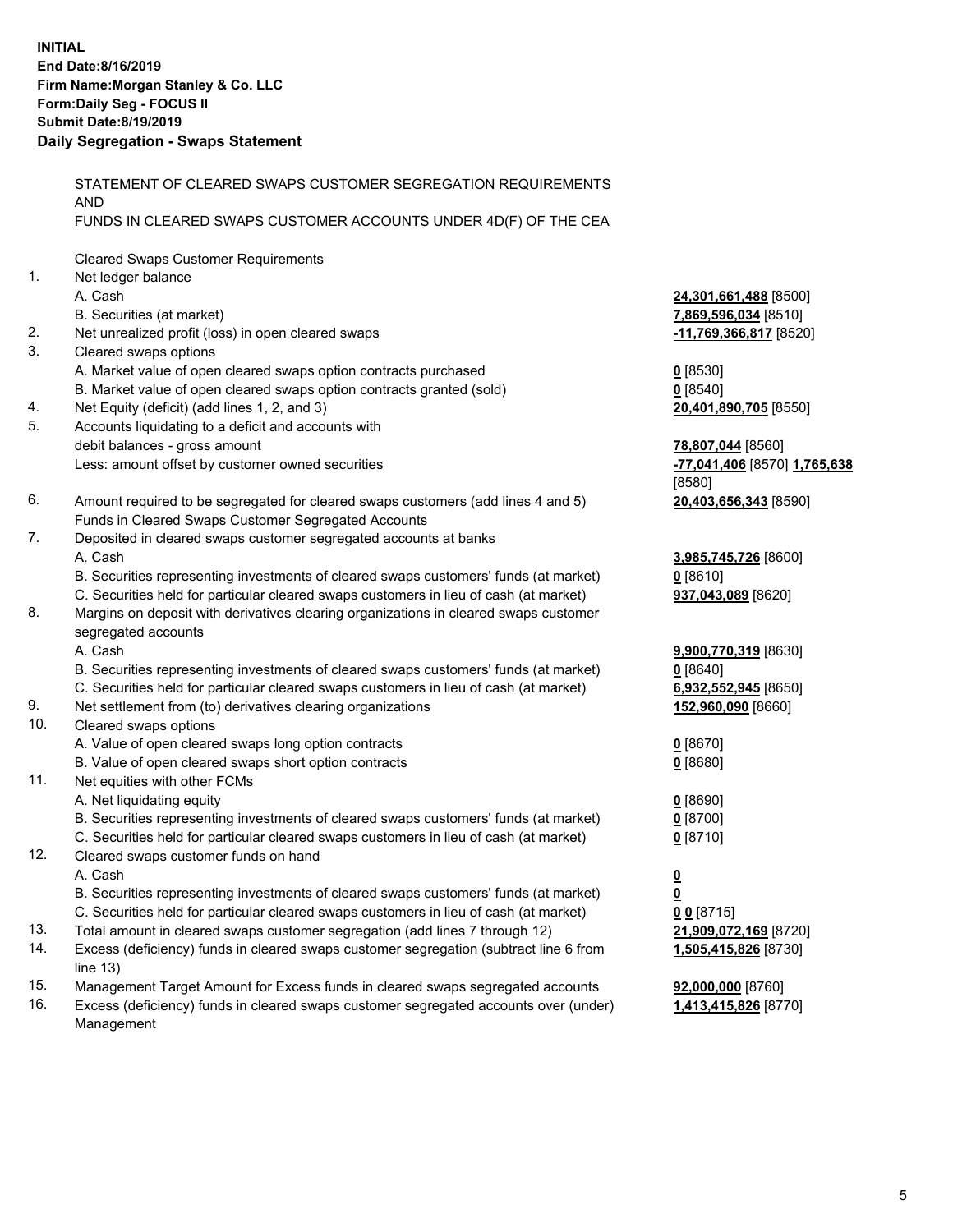**INITIAL**
**End Date:8/16/2019**
**Firm Name:Morgan Stanley & Co. LLC**
**Form:Daily Seg - FOCUS II**
**Submit Date:8/19/2019**
**Daily Segregation - Swaps Statement**

STATEMENT OF CLEARED SWAPS CUSTOMER SEGREGATION REQUIREMENTS AND FUNDS IN CLEARED SWAPS CUSTOMER ACCOUNTS UNDER 4D(F) OF THE CEA

| | | |
|---|---|---|
| | Cleared Swaps Customer Requirements | |
| 1. | Net ledger balance | |
| | A. Cash | **24,301,661,488** [8500] |
| | B. Securities (at market) | **7,869,596,034** [8510] |
| 2. | Net unrealized profit (loss) in open cleared swaps | **-11,769,366,817** [8520] |
| 3. | Cleared swaps options | |
| | A. Market value of open cleared swaps option contracts purchased | **0** [8530] |
| | B. Market value of open cleared swaps option contracts granted (sold) | **0** [8540] |
| 4. | Net Equity (deficit) (add lines 1, 2, and 3) | **20,401,890,705** [8550] |
| 5. | Accounts liquidating to a deficit and accounts with debit balances - gross amount | **78,807,044** [8560] |
| | Less: amount offset by customer owned securities | **-77,041,406** [8570] **1,765,638** [8580] |
| 6. | Amount required to be segregated for cleared swaps customers (add lines 4 and 5) | **20,403,656,343** [8590] |
| | Funds in Cleared Swaps Customer Segregated Accounts | |
| 7. | Deposited in cleared swaps customer segregated accounts at banks | |
| | A. Cash | **3,985,745,726** [8600] |
| | B. Securities representing investments of cleared swaps customers' funds (at market) | **0** [8610] |
| | C. Securities held for particular cleared swaps customers in lieu of cash (at market) | **937,043,089** [8620] |
| 8. | Margins on deposit with derivatives clearing organizations in cleared swaps customer segregated accounts | |
| | A. Cash | **9,900,770,319** [8630] |
| | B. Securities representing investments of cleared swaps customers' funds (at market) | **0** [8640] |
| | C. Securities held for particular cleared swaps customers in lieu of cash (at market) | **6,932,552,945** [8650] |
| 9. | Net settlement from (to) derivatives clearing organizations | **152,960,090** [8660] |
| 10. | Cleared swaps options | |
| | A. Value of open cleared swaps long option contracts | **0** [8670] |
| | B. Value of open cleared swaps short option contracts | **0** [8680] |
| 11. | Net equities with other FCMs | |
| | A. Net liquidating equity | **0** [8690] |
| | B. Securities representing investments of cleared swaps customers' funds (at market) | **0** [8700] |
| | C. Securities held for particular cleared swaps customers in lieu of cash (at market) | **0** [8710] |
| 12. | Cleared swaps customer funds on hand | |
| | A. Cash | **0** |
| | B. Securities representing investments of cleared swaps customers' funds (at market) | **0** |
| | C. Securities held for particular cleared swaps customers in lieu of cash (at market) | **0** **0** [8715] |
| 13. | Total amount in cleared swaps customer segregation (add lines 7 through 12) | **21,909,072,169** [8720] |
| 14. | Excess (deficiency) funds in cleared swaps customer segregation (subtract line 6 from line 13) | **1,505,415,826** [8730] |
| 15. | Management Target Amount for Excess funds in cleared swaps segregated accounts | **92,000,000** [8760] |
| 16. | Excess (deficiency) funds in cleared swaps customer segregated accounts over (under) Management | **1,413,415,826** [8770] |